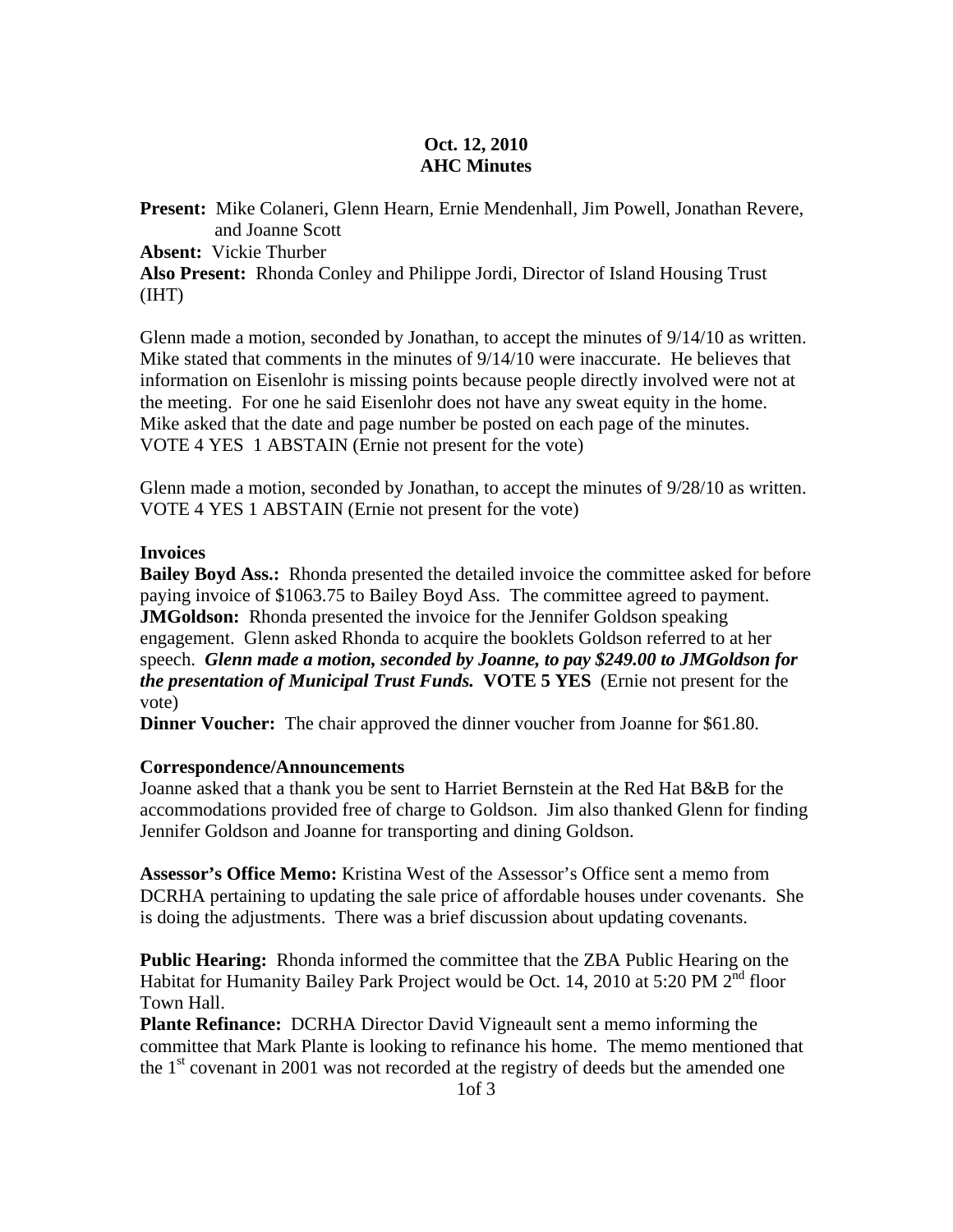**Oct. 12, 2010**
**AHC Minutes**

**Present:** Mike Colaneri, Glenn Hearn, Ernie Mendenhall, Jim Powell, Jonathan Revere, and Joanne Scott
**Absent:** Vickie Thurber
**Also Present:** Rhonda Conley and Philippe Jordi, Director of Island Housing Trust (IHT)

Glenn made a motion, seconded by Jonathan, to accept the minutes of 9/14/10 as written. Mike stated that comments in the minutes of 9/14/10 were inaccurate. He believes that information on Eisenlohr is missing points because people directly involved were not at the meeting. For one he said Eisenlohr does not have any sweat equity in the home. Mike asked that the date and page number be posted on each page of the minutes.
VOTE 4 YES 1 ABSTAIN (Ernie not present for the vote)

Glenn made a motion, seconded by Jonathan, to accept the minutes of 9/28/10 as written.
VOTE 4 YES 1 ABSTAIN (Ernie not present for the vote)

**Invoices**
**Bailey Boyd Ass.:** Rhonda presented the detailed invoice the committee asked for before paying invoice of $1063.75 to Bailey Boyd Ass. The committee agreed to payment.
**JMGoldson:** Rhonda presented the invoice for the Jennifer Goldson speaking engagement. Glenn asked Rhonda to acquire the booklets Goldson referred to at her speech. ***Glenn made a motion, seconded by Joanne, to pay $249.00 to JMGoldson for the presentation of Municipal Trust Funds.*** **VOTE 5 YES** (Ernie not present for the vote)
**Dinner Voucher:** The chair approved the dinner voucher from Joanne for $61.80.

**Correspondence/Announcements**
Joanne asked that a thank you be sent to Harriet Bernstein at the Red Hat B&B for the accommodations provided free of charge to Goldson. Jim also thanked Glenn for finding Jennifer Goldson and Joanne for transporting and dining Goldson.

**Assessor's Office Memo:** Kristina West of the Assessor's Office sent a memo from DCRHA pertaining to updating the sale price of affordable houses under covenants. She is doing the adjustments. There was a brief discussion about updating covenants.

**Public Hearing:** Rhonda informed the committee that the ZBA Public Hearing on the Habitat for Humanity Bailey Park Project would be Oct. 14, 2010 at 5:20 PM 2nd floor Town Hall.
**Plante Refinance:** DCRHA Director David Vigneault sent a memo informing the committee that Mark Plante is looking to refinance his home. The memo mentioned that the 1st covenant in 2001 was not recorded at the registry of deeds but the amended one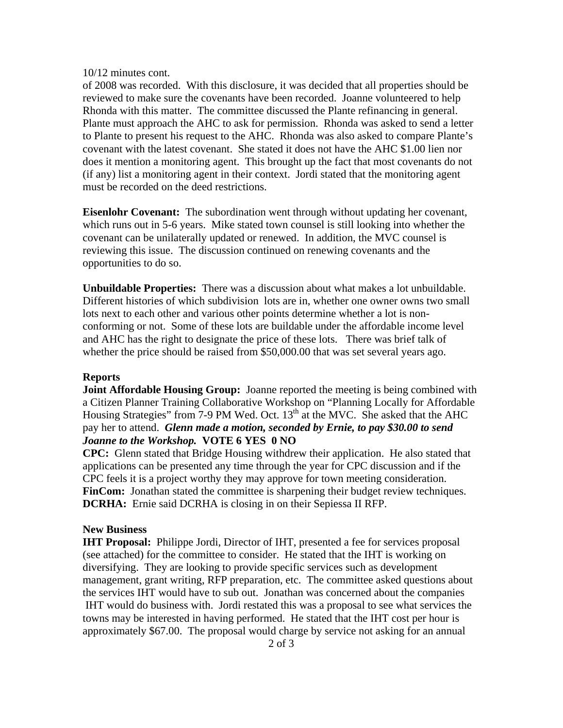10/12 minutes cont.

of 2008 was recorded. With this disclosure, it was decided that all properties should be reviewed to make sure the covenants have been recorded. Joanne volunteered to help Rhonda with this matter. The committee discussed the Plante refinancing in general. Plante must approach the AHC to ask for permission. Rhonda was asked to send a letter to Plante to present his request to the AHC. Rhonda was also asked to compare Plante's covenant with the latest covenant. She stated it does not have the AHC $1.00 lien nor does it mention a monitoring agent. This brought up the fact that most covenants do not (if any) list a monitoring agent in their context. Jordi stated that the monitoring agent must be recorded on the deed restrictions.

**Eisenlohr Covenant:** The subordination went through without updating her covenant, which runs out in 5-6 years. Mike stated town counsel is still looking into whether the covenant can be unilaterally updated or renewed. In addition, the MVC counsel is reviewing this issue. The discussion continued on renewing covenants and the opportunities to do so.

**Unbuildable Properties:** There was a discussion about what makes a lot unbuildable. Different histories of which subdivision lots are in, whether one owner owns two small lots next to each other and various other points determine whether a lot is non-conforming or not. Some of these lots are buildable under the affordable income level and AHC has the right to designate the price of these lots. There was brief talk of whether the price should be raised from $50,000.00 that was set several years ago.

**Reports**

**Joint Affordable Housing Group:** Joanne reported the meeting is being combined with a Citizen Planner Training Collaborative Workshop on "Planning Locally for Affordable Housing Strategies" from 7-9 PM Wed. Oct. 13th at the MVC. She asked that the AHC pay her to attend. ***Glenn made a motion, seconded by Ernie, to pay $30.00 to send Joanne to the Workshop.*** **VOTE 6 YES 0 NO**

**CPC:** Glenn stated that Bridge Housing withdrew their application. He also stated that applications can be presented any time through the year for CPC discussion and if the CPC feels it is a project worthy they may approve for town meeting consideration.

**FinCom:** Jonathan stated the committee is sharpening their budget review techniques.

**DCRHA:** Ernie said DCRHA is closing in on their Sepiessa II RFP.

**New Business**

**IHT Proposal:** Philippe Jordi, Director of IHT, presented a fee for services proposal (see attached) for the committee to consider. He stated that the IHT is working on diversifying. They are looking to provide specific services such as development management, grant writing, RFP preparation, etc. The committee asked questions about the services IHT would have to sub out. Jonathan was concerned about the companies IHT would do business with. Jordi restated this was a proposal to see what services the towns may be interested in having performed. He stated that the IHT cost per hour is approximately $67.00. The proposal would charge by service not asking for an annual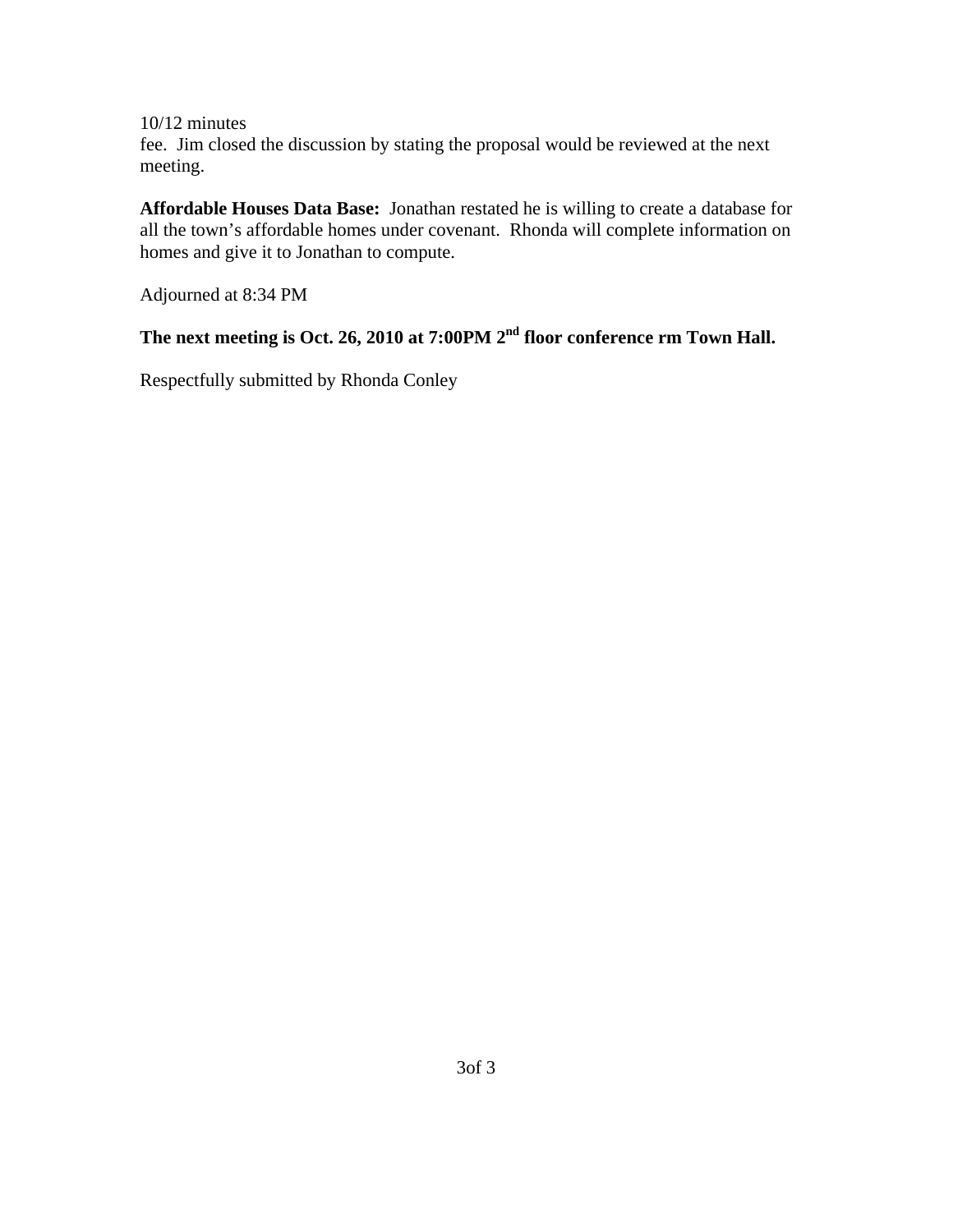fee.  Jim closed the discussion by stating the proposal would be reviewed at the next meeting.

**Affordable Houses Data Base:** Jonathan restated he is willing to create a database for all the town's affordable homes under covenant.  Rhonda will complete information on homes and give it to Jonathan to compute.

Adjourned at 8:34 PM

**The next meeting is Oct. 26, 2010 at 7:00PM 2nd floor conference rm Town Hall.**

Respectfully submitted by Rhonda Conley